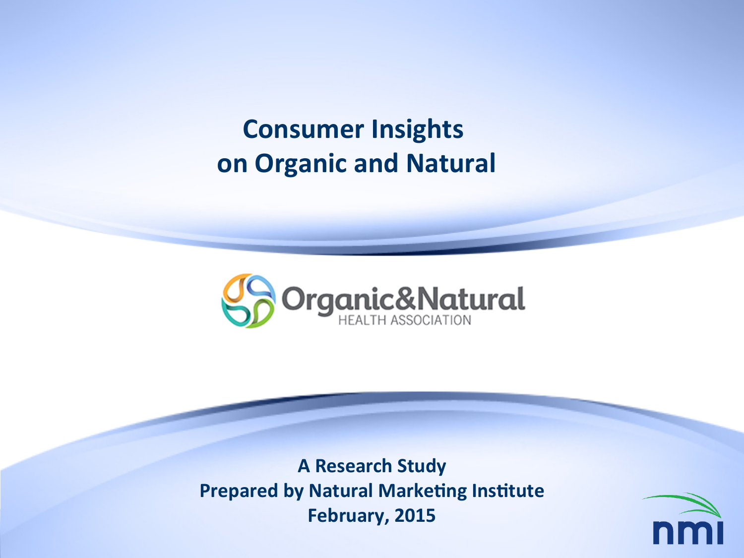# Consumer Insights on Organic and Natural

Organic&Natural HEALTH ASSOCIATION

**A Research Study**
**Prepared by Natural Marketing Institute**
**February, 2015**

nmi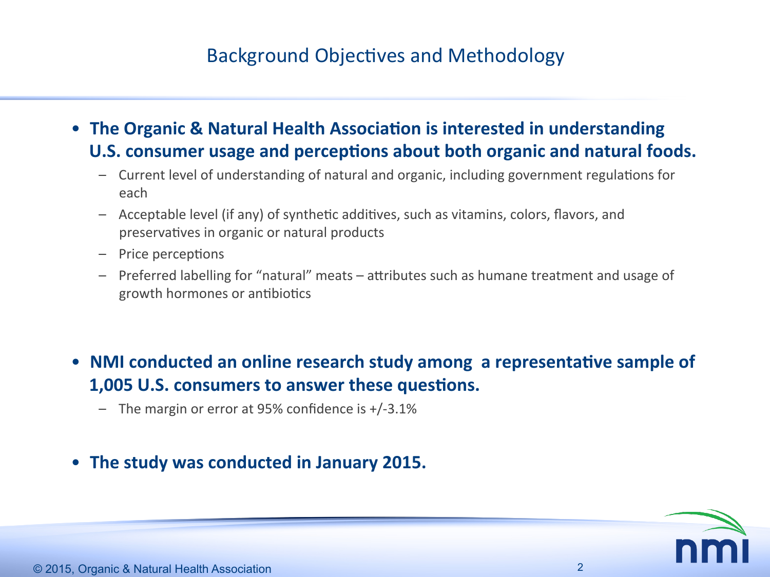# Background Objectives and Methodology

- **The Organic & Natural Health Association is interested in understanding U.S. consumer usage and perceptions about both organic and natural foods.**
  - Current level of understanding of natural and organic, including government regulations for each
  - Acceptable level (if any) of synthetic additives, such as vitamins, colors, flavors, and preservatives in organic or natural products
  - Price perceptions
  - Preferred labelling for "natural" meats – attributes such as humane treatment and usage of growth hormones or antibiotics

- **NMI conducted an online research study among a representative sample of 1,005 U.S. consumers to answer these questions.**
  - The margin or error at 95% confidence is +/-3.1%

- **The study was conducted in January 2015.**

© 2015, Organic & Natural Health Association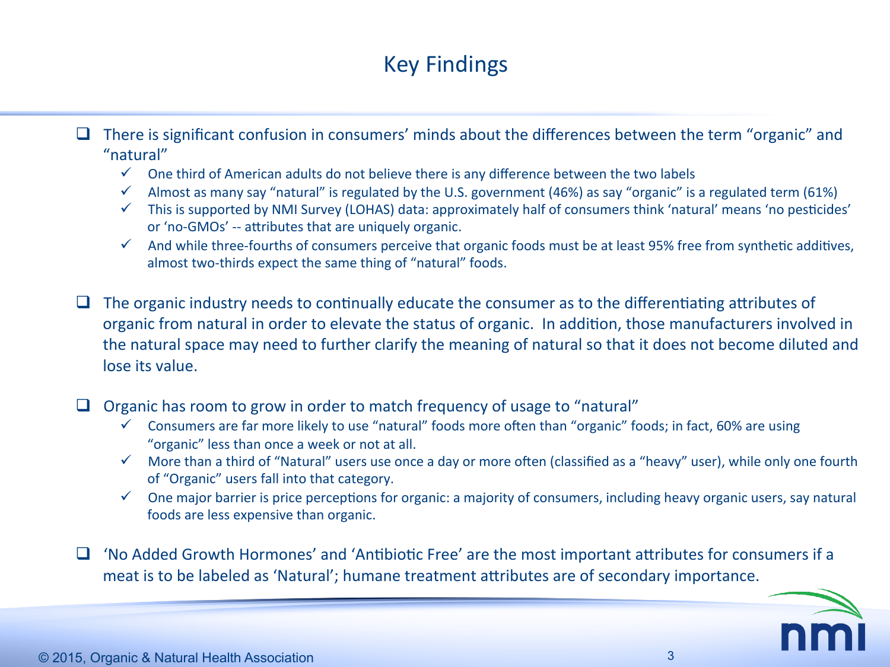# Key Findings

- There is significant confusion in consumers' minds about the differences between the term "organic" and "natural"
  - One third of American adults do not believe there is any difference between the two labels
  - Almost as many say "natural" is regulated by the U.S. government (46%) as say "organic" is a regulated term (61%)
  - This is supported by NMI Survey (LOHAS) data: approximately half of consumers think 'natural' means 'no pesticides' or 'no-GMOs' -- attributes that are uniquely organic.
  - And while three-fourths of consumers perceive that organic foods must be at least 95% free from synthetic additives, almost two-thirds expect the same thing of "natural" foods.

- The organic industry needs to continually educate the consumer as to the differentiating attributes of organic from natural in order to elevate the status of organic. In addition, those manufacturers involved in the natural space may need to further clarify the meaning of natural so that it does not become diluted and lose its value.

- Organic has room to grow in order to match frequency of usage to "natural"
  - Consumers are far more likely to use "natural" foods more often than "organic" foods; in fact, 60% are using "organic" less than once a week or not at all.
  - More than a third of "Natural" users use once a day or more often (classified as a "heavy" user), while only one fourth of "Organic" users fall into that category.
  - One major barrier is price perceptions for organic: a majority of consumers, including heavy organic users, say natural foods are less expensive than organic.

- 'No Added Growth Hormones' and 'Antibiotic Free' are the most important attributes for consumers if a meat is to be labeled as 'Natural'; humane treatment attributes are of secondary importance.

© 2015, Organic & Natural Health Association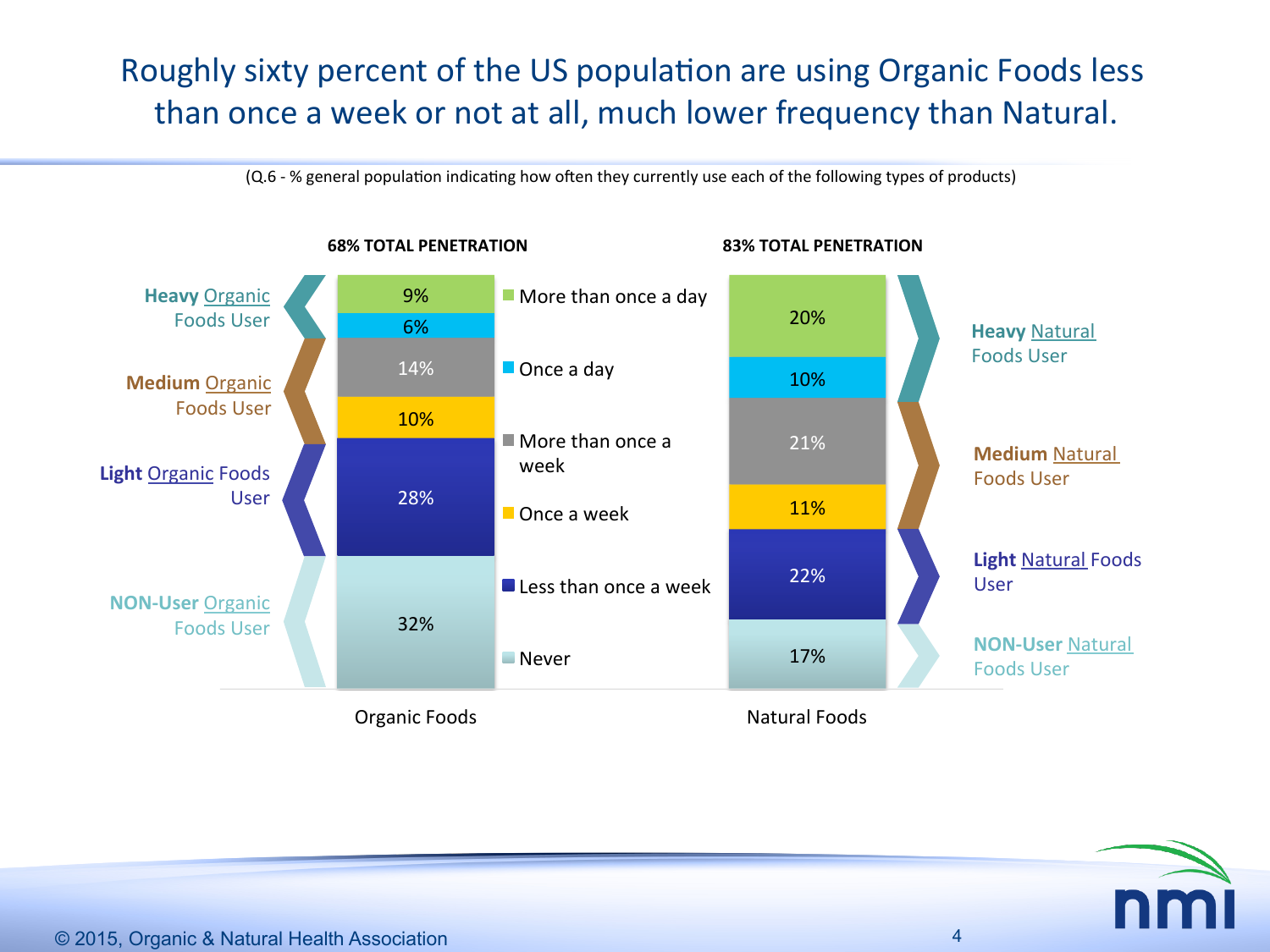# Roughly sixty percent of the US population are using Organic Foods less than once a week or not at all, much lower frequency than Natural.

(Q.6 - % general population indicating how often they currently use each of the following types of products)

| Frequency | Organic Foods (68% TOTAL PENETRATION) | Natural Foods (83% TOTAL PENETRATION) |
|---|---|---|
| More than once a day | 9% | 20% |
| Once a day | 6% | 10% |
| More than once a week | 14% | 21% |
| Once a week | 10% | 11% |
| Less than once a week | 28% | 22% |
| Never | 32% | 17% |

User segments:

- **Heavy** Organic / Natural Foods User: More than once a day + Once a day
- **Medium** Organic / Natural Foods User: More than once a week + Once a week
- **Light** Organic / Natural Foods User: Less than once a week
- **NON-User** Organic / Natural Foods User: Never

© 2015, Organic & Natural Health Association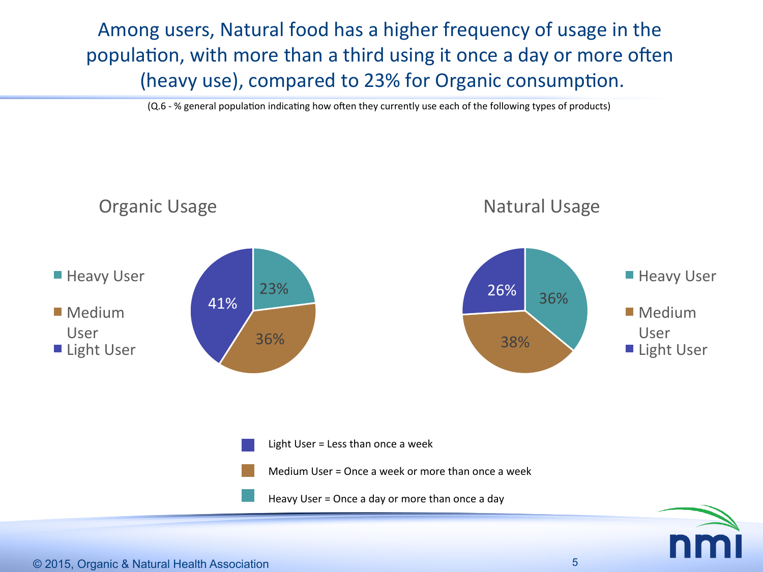# Among users, Natural food has a higher frequency of usage in the population, with more than a third using it once a day or more often (heavy use), compared to 23% for Organic consumption.

(Q.6 - % general population indicating how often they currently use each of the following types of products)

## Organic Usage

| Segment | % |
| --- | --- |
| Heavy User | 23% |
| Medium User | 36% |
| Light User | 41% |

## Natural Usage

| Segment | % |
| --- | --- |
| Heavy User | 36% |
| Medium User | 38% |
| Light User | 26% |

- Light User = Less than once a week
- Medium User = Once a week or more than once a week
- Heavy User = Once a day or more than once a day

© 2015, Organic & Natural Health Association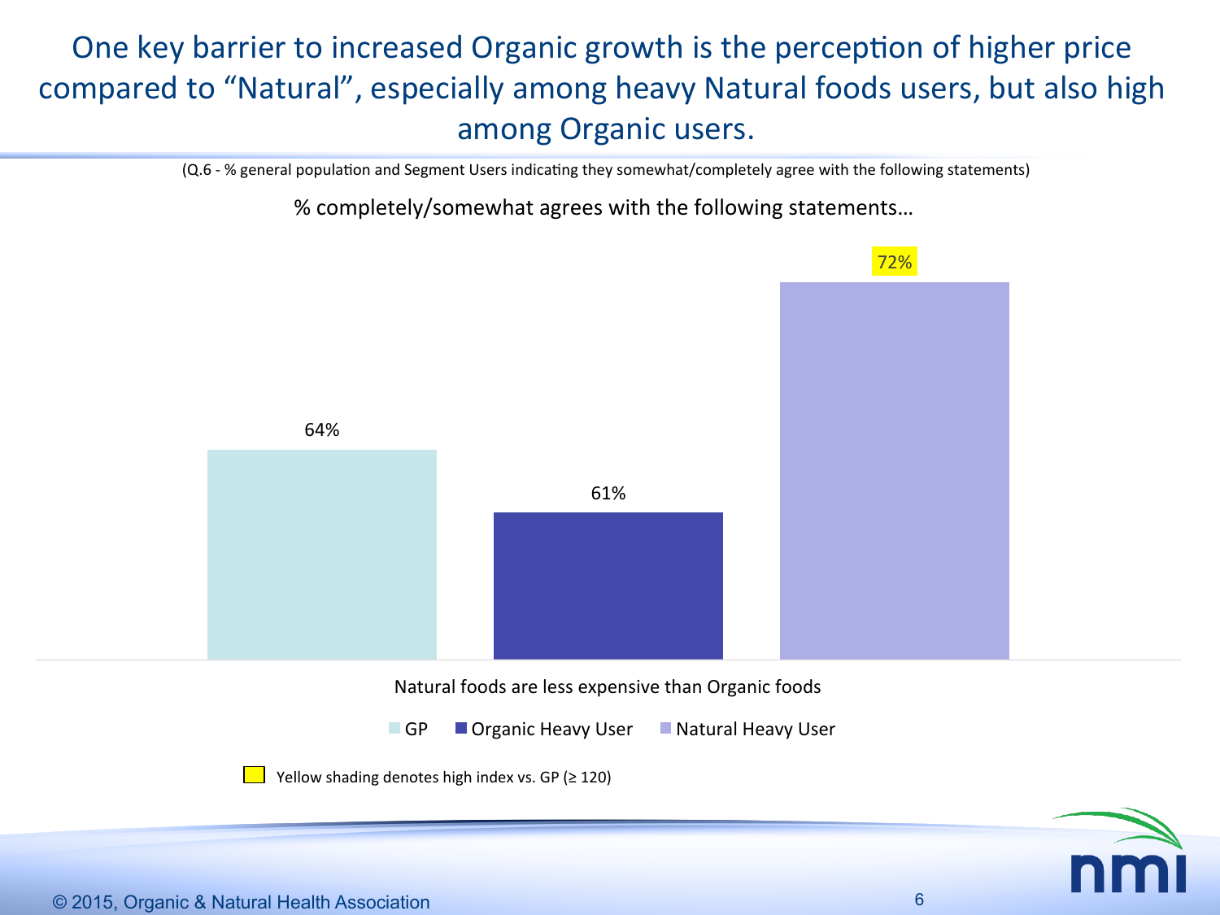# One key barrier to increased Organic growth is the perception of higher price compared to "Natural", especially among heavy Natural foods users, but also high among Organic users.

(Q.6 - % general population and Segment Users indicating they somewhat/completely agree with the following statements)

% completely/somewhat agrees with the following statements…

| | GP | Organic Heavy User | Natural Heavy User |
|---|---|---|---|
| Natural foods are less expensive than Organic foods | 64% | 61% | 72% |

Yellow shading denotes high index vs. GP (≥ 120)

© 2015, Organic & Natural Health Association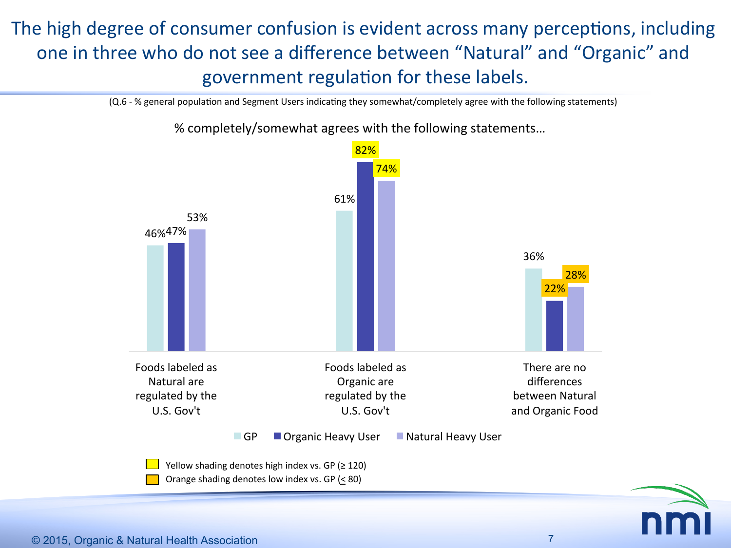# The high degree of consumer confusion is evident across many perceptions, including one in three who do not see a difference between "Natural" and "Organic" and government regulation for these labels.

(Q.6 - % general population and Segment Users indicating they somewhat/completely agree with the following statements)

% completely/somewhat agrees with the following statements…

| Statement | GP | Organic Heavy User | Natural Heavy User |
|---|---|---|---|
| Foods labeled as Natural are regulated by the U.S. Gov't | 46% | 47% | 53% |
| Foods labeled as Organic are regulated by the U.S. Gov't | 61% | 82% | 74% |
| There are no differences between Natural and Organic Food | 36% | 22% | 28% |

Yellow shading denotes high index vs. GP (≥ 120): 82% (Organic Heavy User) and 74% (Natural Heavy User), Foods labeled as Organic are regulated by the U.S. Gov't.

Orange shading denotes low index vs. GP (≤ 80): 22% (Organic Heavy User) and 28% (Natural Heavy User), There are no differences between Natural and Organic Food.

© 2015, Organic & Natural Health Association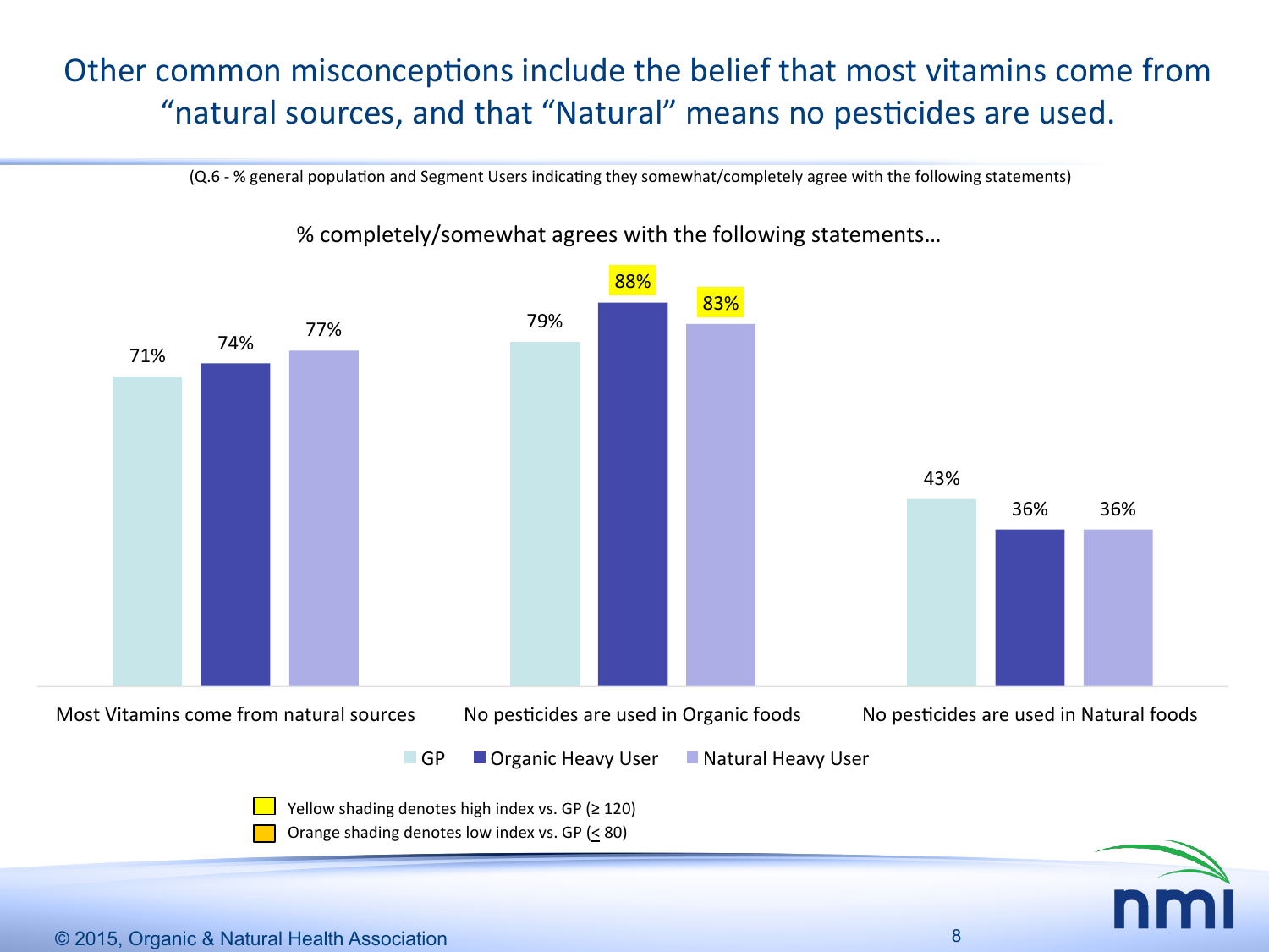# Other common misconceptions include the belief that most vitamins come from "natural sources, and that "Natural" means no pesticides are used.

(Q.6 - % general population and Segment Users indicating they somewhat/completely agree with the following statements)

% completely/somewhat agrees with the following statements…

| | GP | Organic Heavy User | Natural Heavy User |
|---|---|---|---|
| Most Vitamins come from natural sources | 71% | 74% | 77% |
| No pesticides are used in Organic foods | 79% | 88% | 83% |
| No pesticides are used in Natural foods | 43% | 36% | 36% |

Yellow shading denotes high index vs. GP (≥ 120)

Orange shading denotes low index vs. GP (≤ 80)

© 2015, Organic & Natural Health Association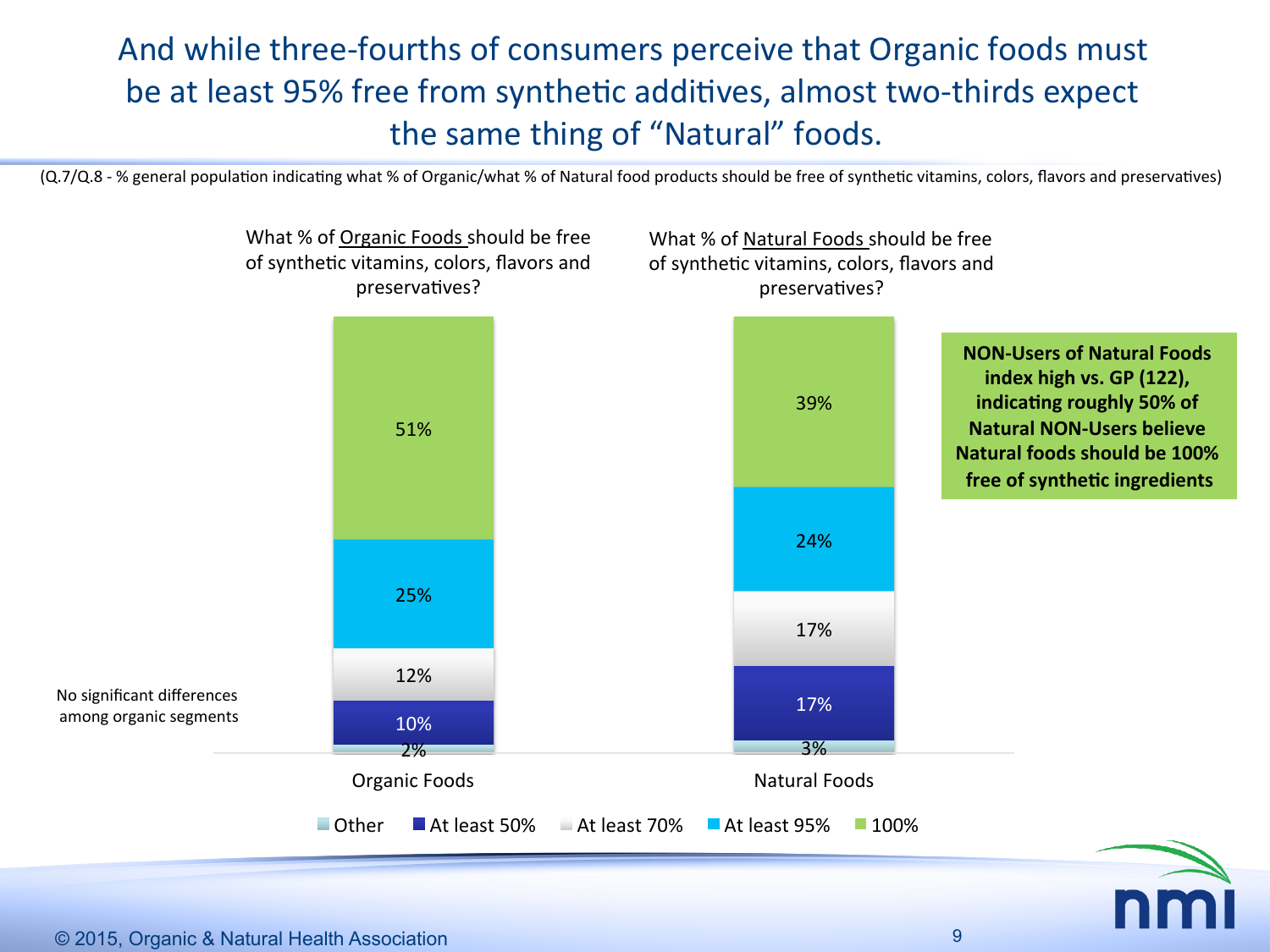# And while three-fourths of consumers perceive that Organic foods must be at least 95% free from synthetic additives, almost two-thirds expect the same thing of "Natural" foods.

(Q.7/Q.8 - % general population indicating what % of Organic/what % of Natural food products should be free of synthetic vitamins, colors, flavors and preservatives)

| | What % of Organic Foods should be free of synthetic vitamins, colors, flavors and preservatives? | What % of Natural Foods should be free of synthetic vitamins, colors, flavors and preservatives? |
|---|---|---|
| 100% | 51% | 39% |
| At least 95% | 25% | 24% |
| At least 70% | 12% | 17% |
| At least 50% | 10% | 17% |
| Other | 2% | 3% |

No significant differences among organic segments

**NON-Users of Natural Foods index high vs. GP (122), indicating roughly 50% of Natural NON-Users believe Natural foods should be 100% free of synthetic ingredients**

© 2015, Organic & Natural Health Association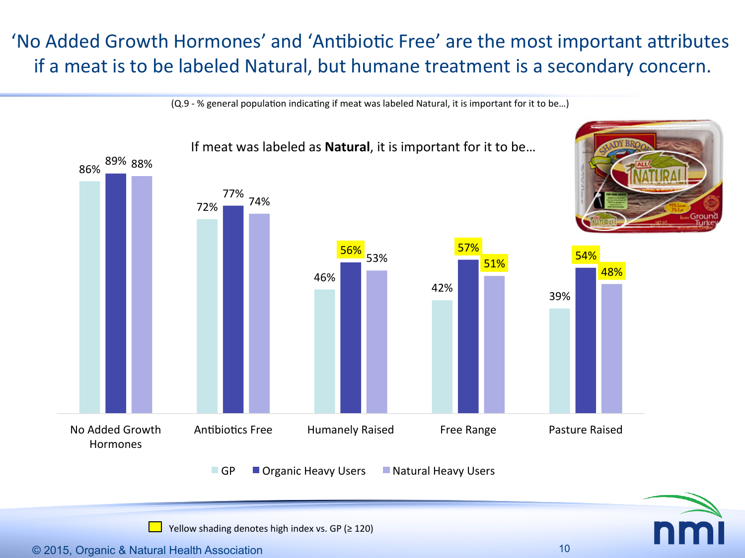# 'No Added Growth Hormones' and 'Antibiotic Free' are the most important attributes if a meat is to be labeled Natural, but humane treatment is a secondary concern.

(Q.9 - % general population indicating if meat was labeled Natural, it is important for it to be…)

If meat was labeled as **Natural**, it is important for it to be…

No Added Growth Hormones: 86% 89% 88%

Antibiotics Free: 72% 77% 74%

Humanely Raised: 46% 56% 53%

Free Range: 42% 57% 51%

Pasture Raised: 39% 54% 48%

GP | Organic Heavy Users | Natural Heavy Users

Yellow shading denotes high index vs. GP (≥ 120)

© 2015, Organic & Natural Health Association